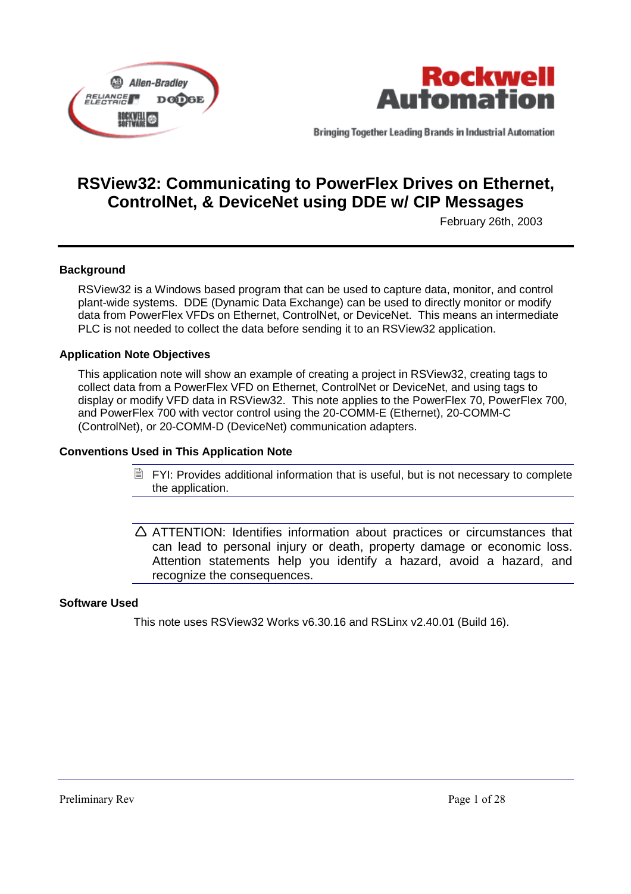# RSView32: Communicating to PowerFlex Drives on Ethernet, ControlNet, & DeviceNet using DDE w/ CIP Messages

February 26th, 2003

## Background

RSView32 is a Windows based program that can be used to capture data, monitor, and control plant-wide systems. DDE (Dynamic Data Exchange) can be used to directly monitor or modify data from PowerFlex VFDs on Ethernet, ControlNet, or DeviceNet. This means an intermediate PLC is not needed to collect the data before sending it to an RSView32 application.

## Application Note Objectives

This application note will show an example of creating a project in RSView32, creating tags to collect data from a PowerFlex VFD on Ethernet, ControlNet or DeviceNet, and using tags to display or modify VFD data in RSView32. This note applies to the PowerFlex 70, PowerFlex 700, and PowerFlex 700 with vector control using the 20-COMM-E (Ethernet), 20-COMM-C (ControlNet), or 20-COMM-D (DeviceNet) communication adapters.

## Conventions Used in This Application Note

FYI: Provides additional information that is useful, but is not necessary to complete the application.

ATTENTION: Identifies information about practices or circumstances that can lead to personal injury or death, property damage or economic loss. Attention statements help you identify a hazard, avoid a hazard, and recognize the consequences.

## Software Used

This note uses RSView32 Works v6.30.16 and RSLinx v2.40.01 (Build 16).

Preliminary Rev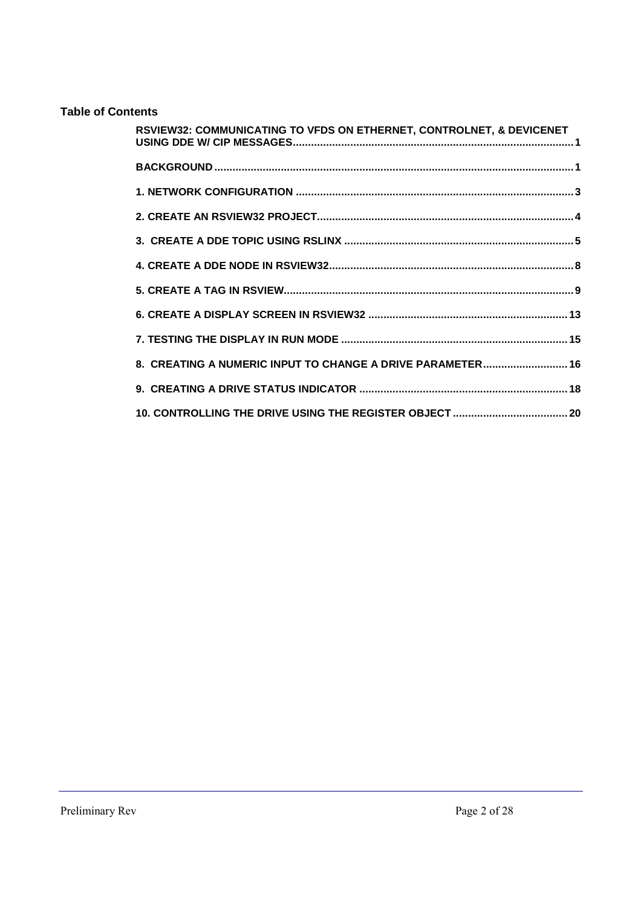**Table of Contents**

RSVIEW32: COMMUNICATING TO VFDS ON ETHERNET, CONTROLNET, & DEVICENET USING DDE W/ CIP MESSAGES ........ 1

BACKGROUND ........ 1

1. NETWORK CONFIGURATION ........ 3

2. CREATE AN RSVIEW32 PROJECT ........ 4

3. CREATE A DDE TOPIC USING RSLINX ........ 5

4. CREATE A DDE NODE IN RSVIEW32 ........ 8

5. CREATE A TAG IN RSVIEW ........ 9

6. CREATE A DISPLAY SCREEN IN RSVIEW32 ........ 13

7. TESTING THE DISPLAY IN RUN MODE ........ 15

8. CREATING A NUMERIC INPUT TO CHANGE A DRIVE PARAMETER ........ 16

9. CREATING A DRIVE STATUS INDICATOR ........ 18

10. CONTROLLING THE DRIVE USING THE REGISTER OBJECT ........ 20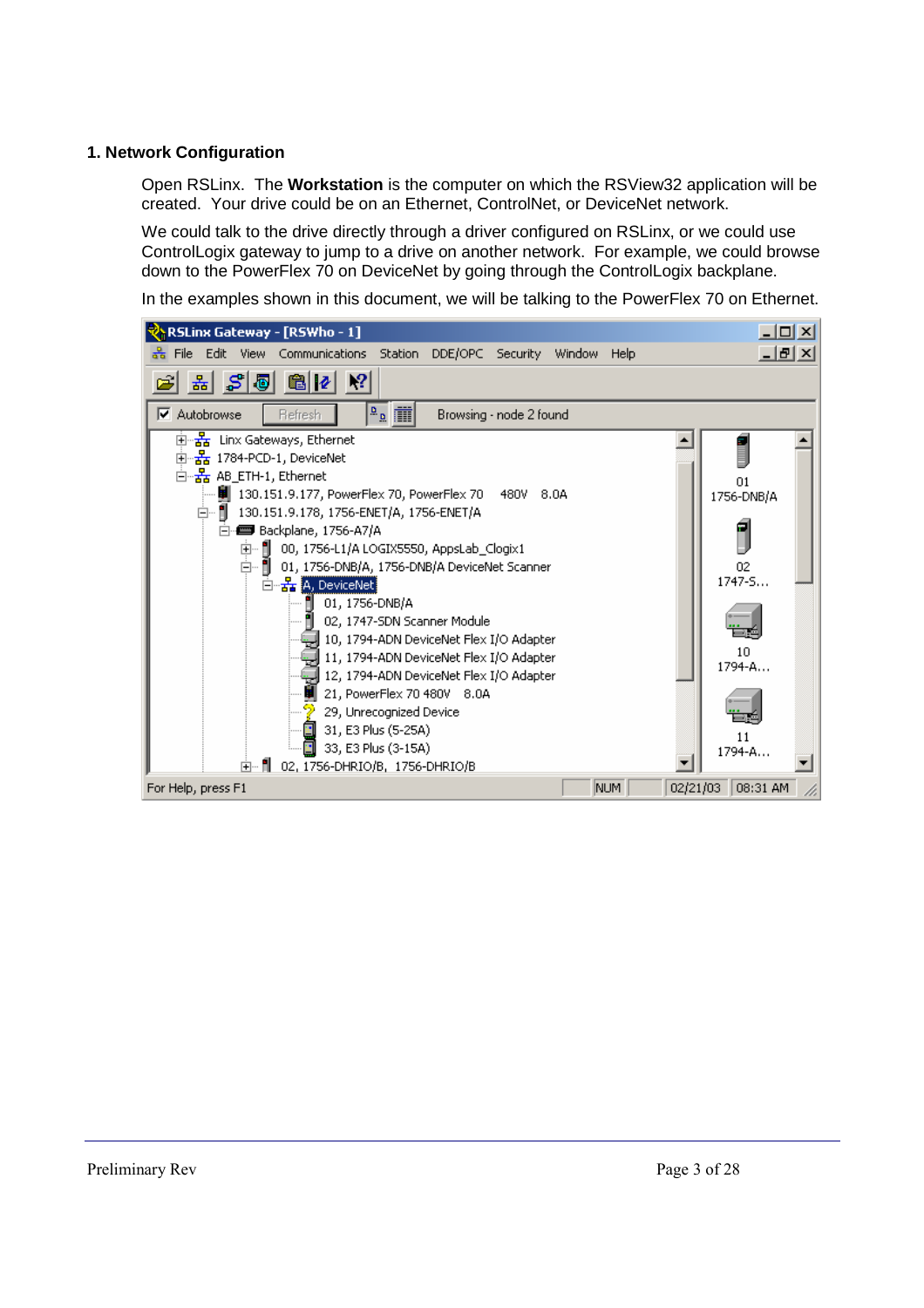## 1. Network Configuration

Open RSLinx. The **Workstation** is the computer on which the RSView32 application will be created. Your drive could be on an Ethernet, ControlNet, or DeviceNet network.

We could talk to the drive directly through a driver configured on RSLinx, or we could use ControlLogix gateway to jump to a drive on another network. For example, we could browse down to the PowerFlex 70 on DeviceNet by going through the ControlLogix backplane.

In the examples shown in this document, we will be talking to the PowerFlex 70 on Ethernet.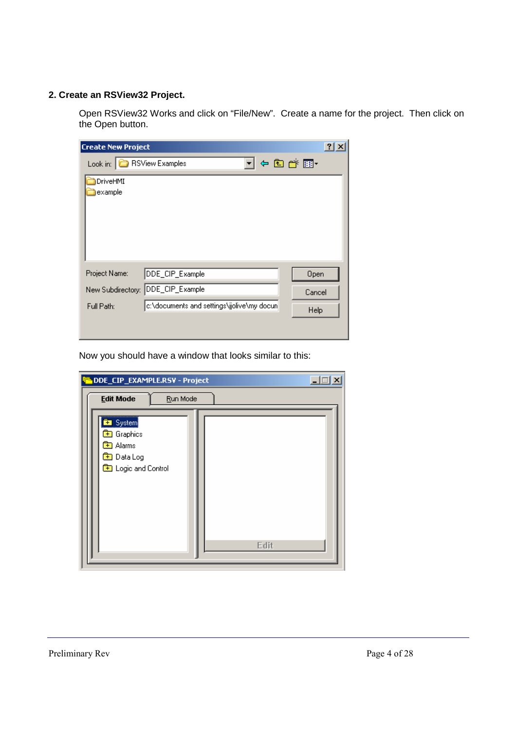## 2. Create an RSView32 Project.

Open RSView32 Works and click on “File/New”. Create a name for the project. Then click on the Open button.

Now you should have a window that looks similar to this: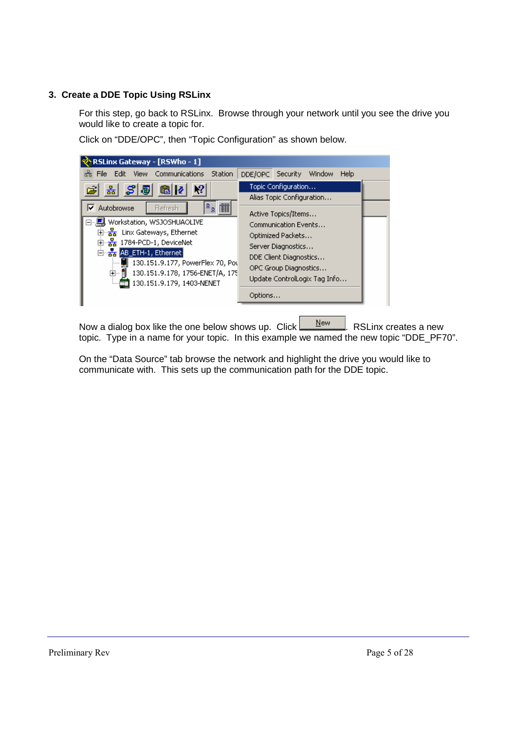### 3. Create a DDE Topic Using RSLinx

For this step, go back to RSLinx. Browse through your network until you see the drive you would like to create a topic for.

Click on "DDE/OPC", then "Topic Configuration" as shown below.

Now a dialog box like the one below shows up. Click New. RSLinx creates a new topic. Type in a name for your topic. In this example we named the new topic "DDE_PF70".

On the "Data Source" tab browse the network and highlight the drive you would like to communicate with. This sets up the communication path for the DDE topic.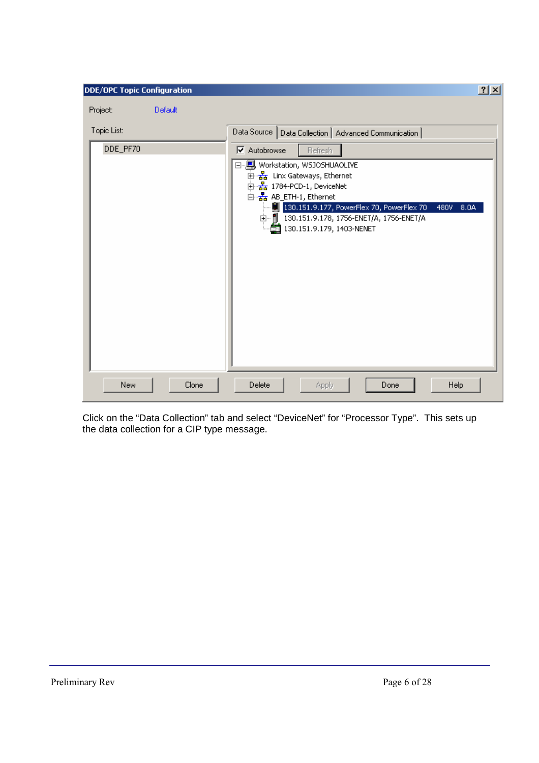Click on the "Data Collection" tab and select "DeviceNet" for "Processor Type". This sets up the data collection for a CIP type message.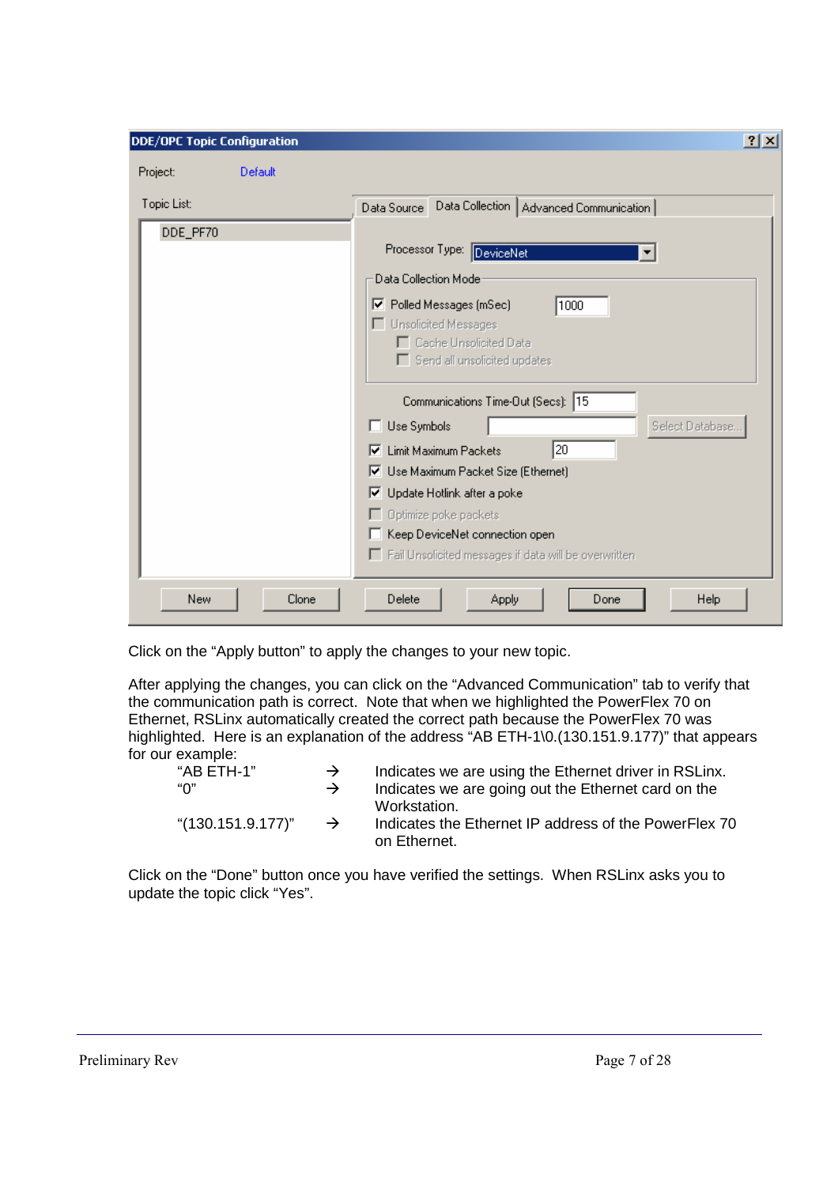Click on the "Apply button" to apply the changes to your new topic.

After applying the changes, you can click on the "Advanced Communication" tab to verify that the communication path is correct. Note that when we highlighted the PowerFlex 70 on Ethernet, RSLinx automatically created the correct path because the PowerFlex 70 was highlighted. Here is an explanation of the address "AB ETH-1\0.(130.151.9.177)" that appears for our example:

| | | |
|---|---|---|
| "AB ETH-1" | → | Indicates we are using the Ethernet driver in RSLinx. |
| "0" | → | Indicates we are going out the Ethernet card on the Workstation. |
| "(130.151.9.177)" | → | Indicates the Ethernet IP address of the PowerFlex 70 on Ethernet. |

Click on the "Done" button once you have verified the settings. When RSLinx asks you to update the topic click "Yes".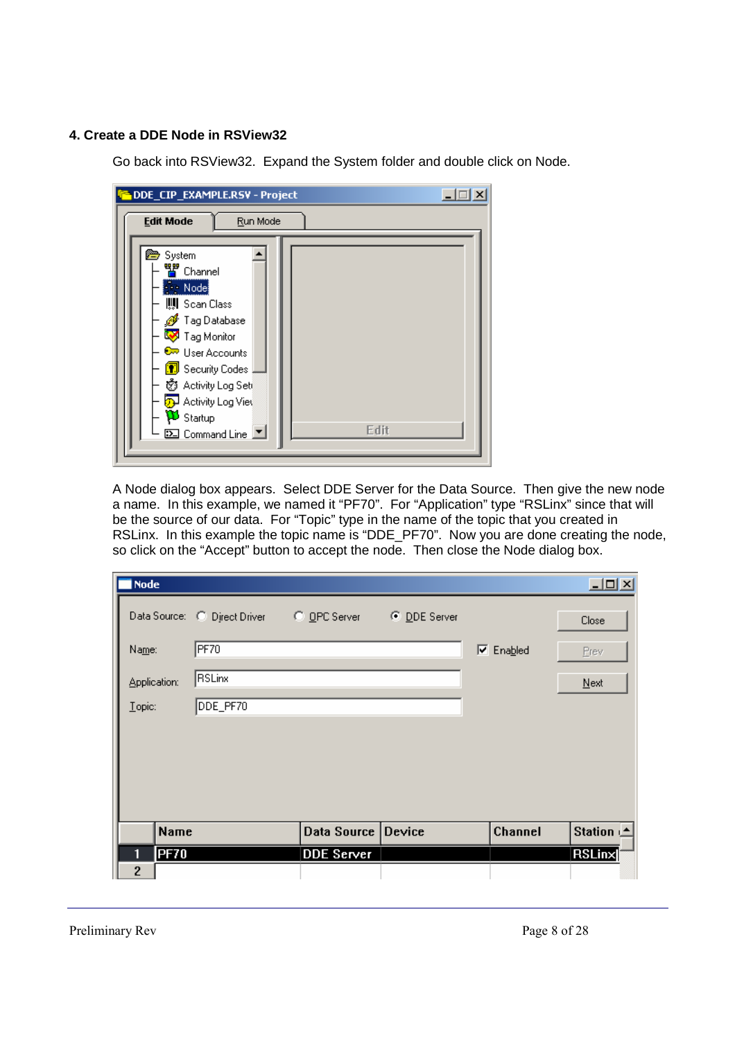**4. Create a DDE Node in RSView32**

Go back into RSView32. Expand the System folder and double click on Node.

A Node dialog box appears. Select DDE Server for the Data Source. Then give the new node a name. In this example, we named it "PF70". For "Application" type "RSLinx" since that will be the source of our data. For "Topic" type in the name of the topic that you created in RSLinx. In this example the topic name is "DDE_PF70". Now you are done creating the node, so click on the "Accept" button to accept the node. Then close the Node dialog box.

Preliminary Rev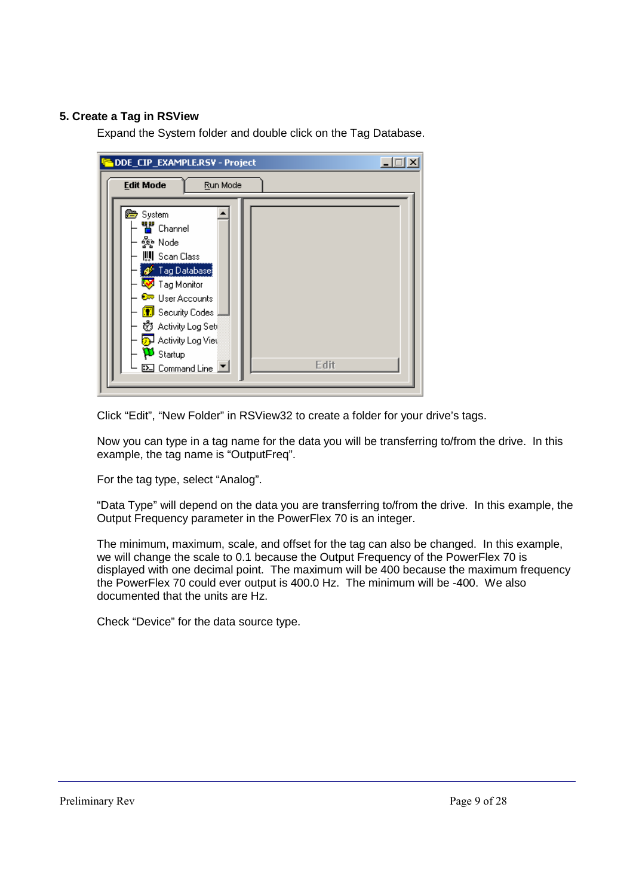## 5. Create a Tag in RSView

Expand the System folder and double click on the Tag Database.

Click "Edit", "New Folder" in RSView32 to create a folder for your drive's tags.

Now you can type in a tag name for the data you will be transferring to/from the drive. In this example, the tag name is "OutputFreq".

For the tag type, select "Analog".

"Data Type" will depend on the data you are transferring to/from the drive. In this example, the Output Frequency parameter in the PowerFlex 70 is an integer.

The minimum, maximum, scale, and offset for the tag can also be changed. In this example, we will change the scale to 0.1 because the Output Frequency of the PowerFlex 70 is displayed with one decimal point. The maximum will be 400 because the maximum frequency the PowerFlex 70 could ever output is 400.0 Hz. The minimum will be -400. We also documented that the units are Hz.

Check "Device" for the data source type.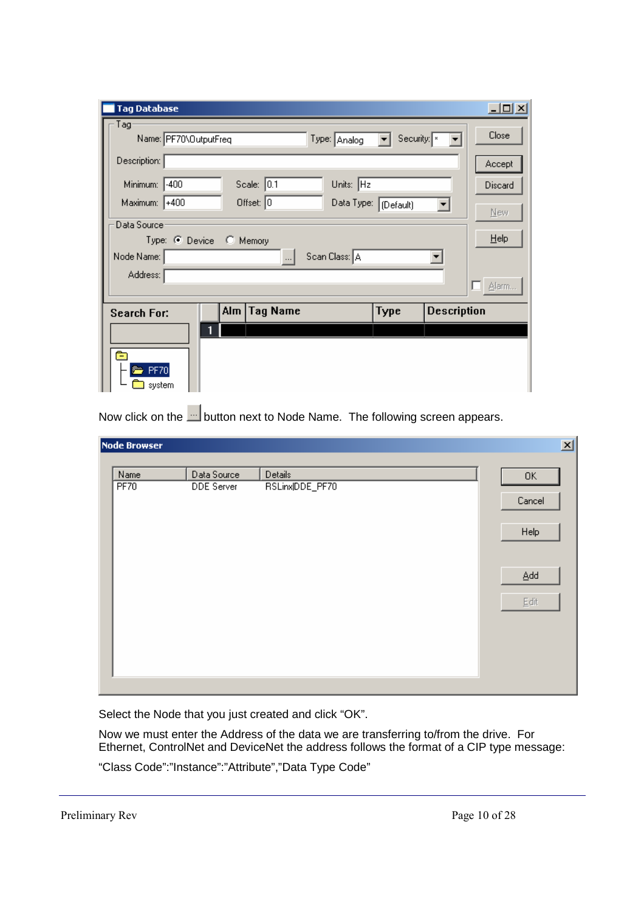Now click on the ... button next to Node Name. The following screen appears.

Select the Node that you just created and click “OK”.

Now we must enter the Address of the data we are transferring to/from the drive. For Ethernet, ControlNet and DeviceNet the address follows the format of a CIP type message:

“Class Code”:”Instance”:”Attribute”,”Data Type Code”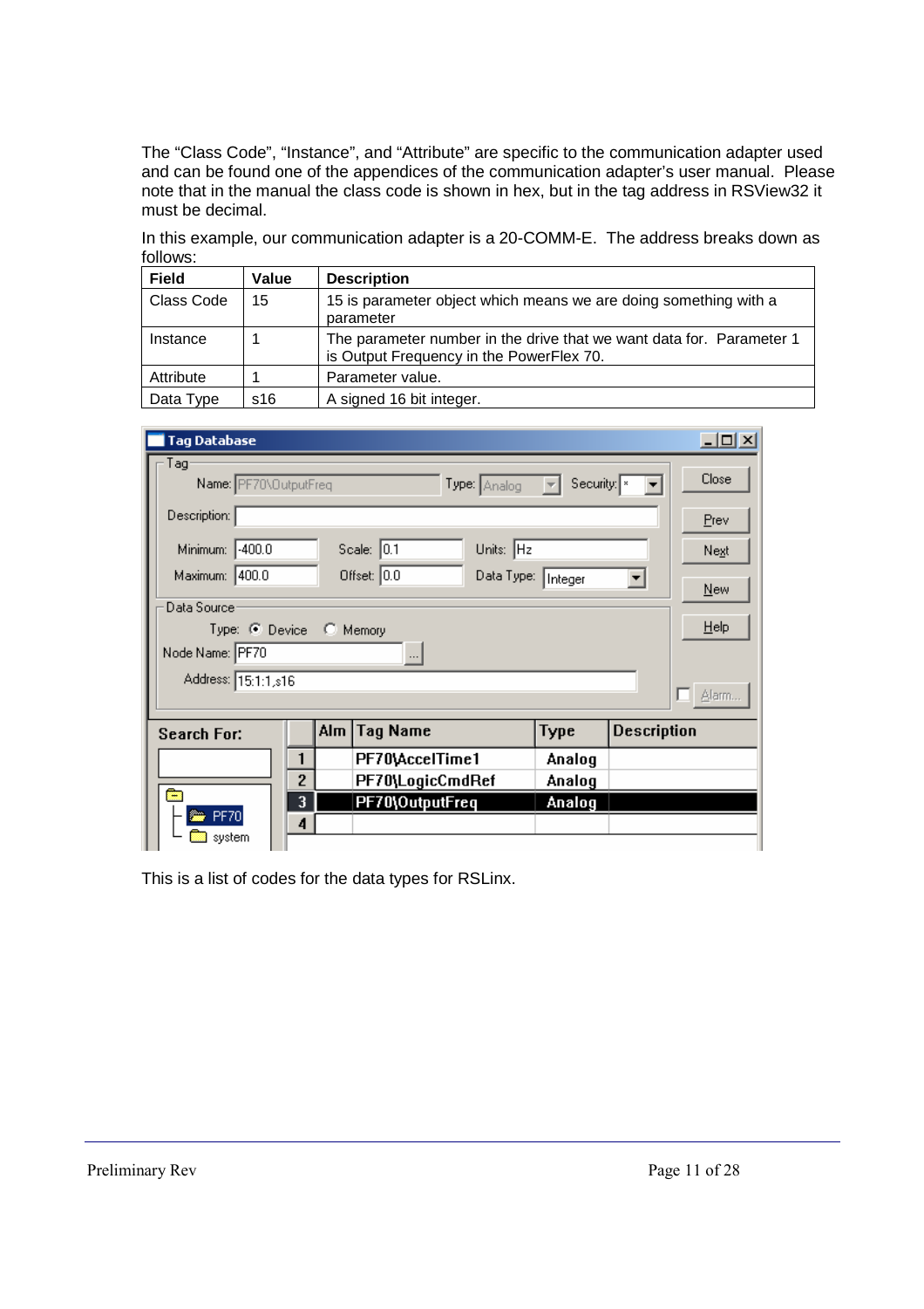The “Class Code”, “Instance”, and “Attribute” are specific to the communication adapter used and can be found one of the appendices of the communication adapter’s user manual. Please note that in the manual the class code is shown in hex, but in the tag address in RSView32 it must be decimal.

In this example, our communication adapter is a 20-COMM-E. The address breaks down as follows:

| Field | Value | Description |
| --- | --- | --- |
| Class Code | 15 | 15 is parameter object which means we are doing something with a parameter |
| Instance | 1 | The parameter number in the drive that we want data for. Parameter 1 is Output Frequency in the PowerFlex 70. |
| Attribute | 1 | Parameter value. |
| Data Type | s16 | A signed 16 bit integer. |

This is a list of codes for the data types for RSLinx.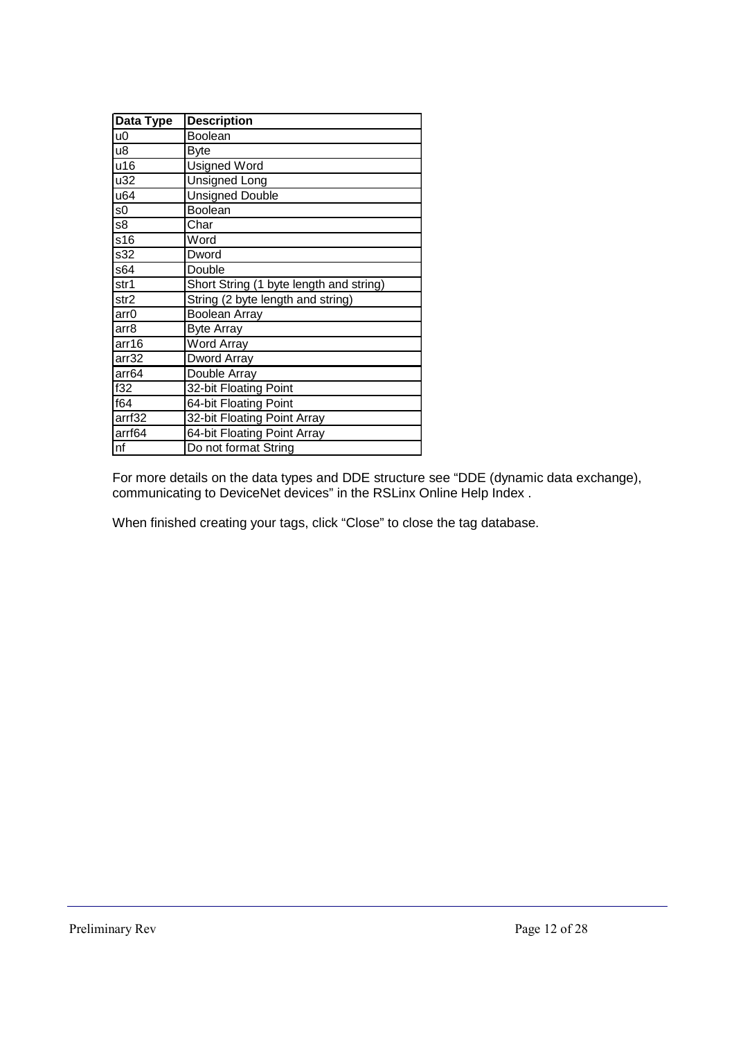| Data Type | Description |
|---|---|
| u0 | Boolean |
| u8 | Byte |
| u16 | Usigned Word |
| u32 | Unsigned Long |
| u64 | Unsigned Double |
| s0 | Boolean |
| s8 | Char |
| s16 | Word |
| s32 | Dword |
| s64 | Double |
| str1 | Short String (1 byte length and string) |
| str2 | String (2 byte length and string) |
| arr0 | Boolean Array |
| arr8 | Byte Array |
| arr16 | Word Array |
| arr32 | Dword Array |
| arr64 | Double Array |
| f32 | 32-bit Floating Point |
| f64 | 64-bit Floating Point |
| arrf32 | 32-bit Floating Point Array |
| arrf64 | 64-bit Floating Point Array |
| nf | Do not format String |

For more details on the data types and DDE structure see "DDE (dynamic data exchange), communicating to DeviceNet devices" in the RSLinx Online Help Index .

When finished creating your tags, click "Close" to close the tag database.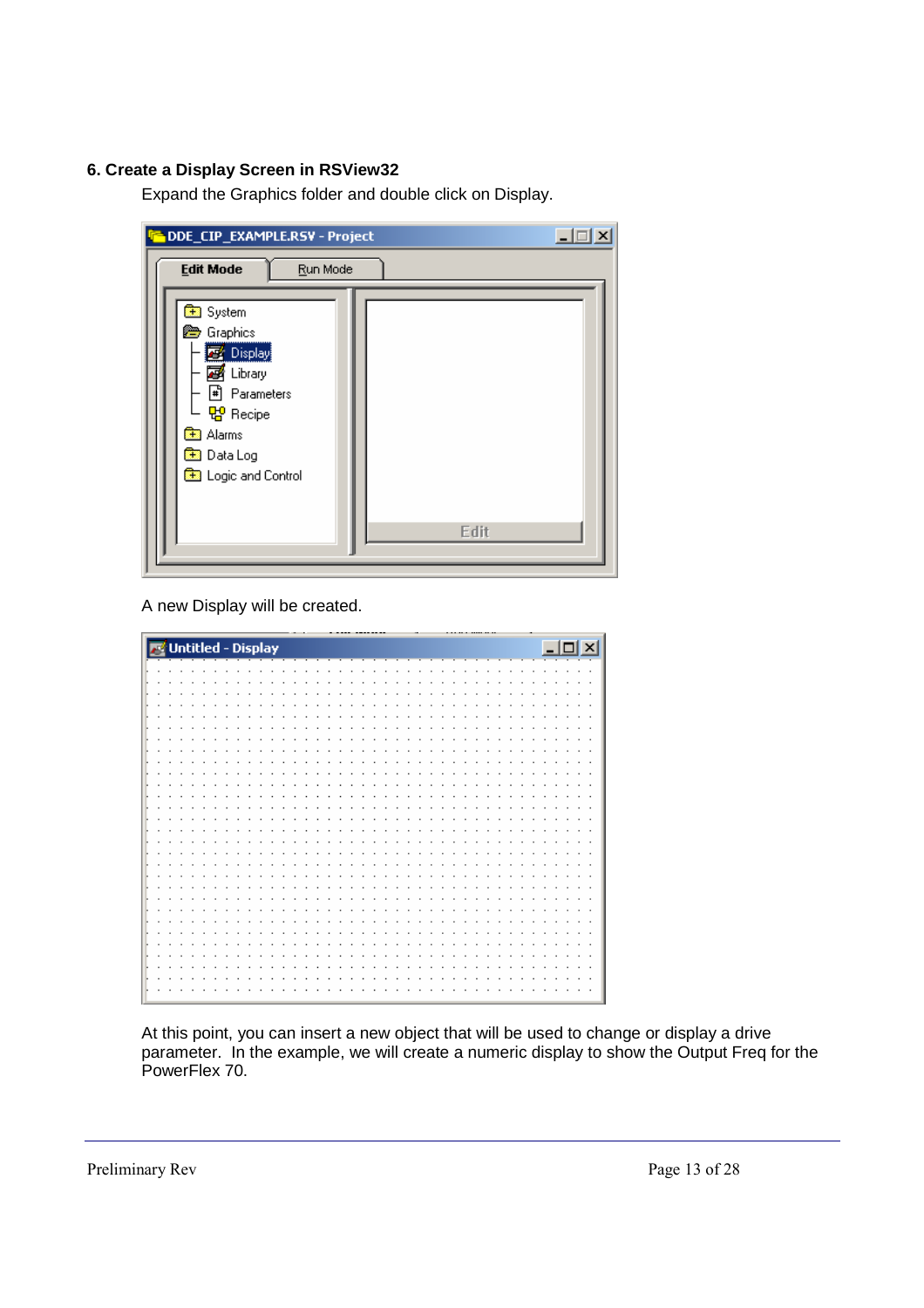## 6. Create a Display Screen in RSView32

Expand the Graphics folder and double click on Display.

A new Display will be created.

At this point, you can insert a new object that will be used to change or display a drive parameter. In the example, we will create a numeric display to show the Output Freq for the PowerFlex 70.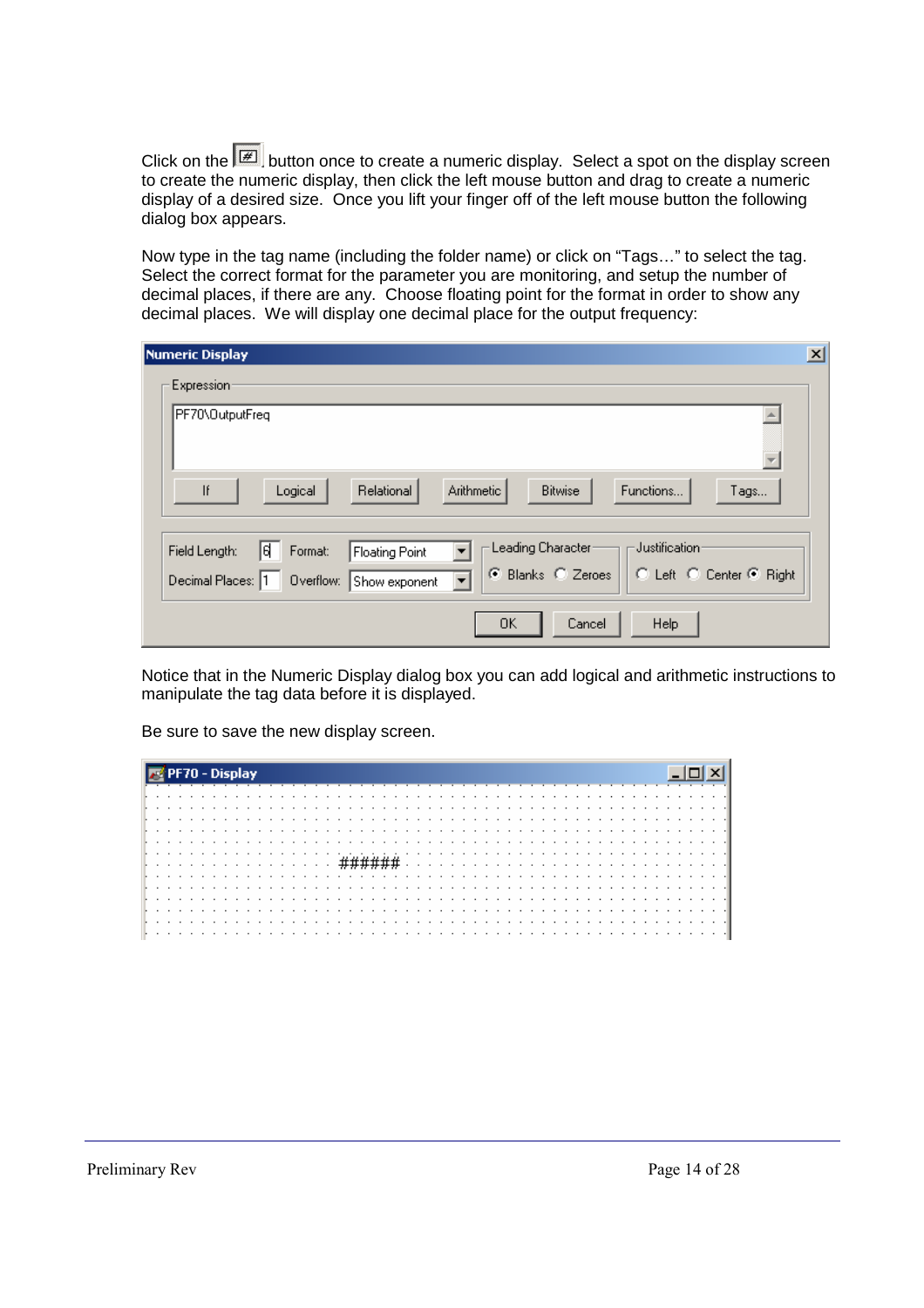Click on the button once to create a numeric display. Select a spot on the display screen to create the numeric display, then click the left mouse button and drag to create a numeric display of a desired size. Once you lift your finger off of the left mouse button the following dialog box appears.

Now type in the tag name (including the folder name) or click on "Tags…" to select the tag. Select the correct format for the parameter you are monitoring, and setup the number of decimal places, if there are any. Choose floating point for the format in order to show any decimal places. We will display one decimal place for the output frequency:

Notice that in the Numeric Display dialog box you can add logical and arithmetic instructions to manipulate the tag data before it is displayed.

Be sure to save the new display screen.

Preliminary Rev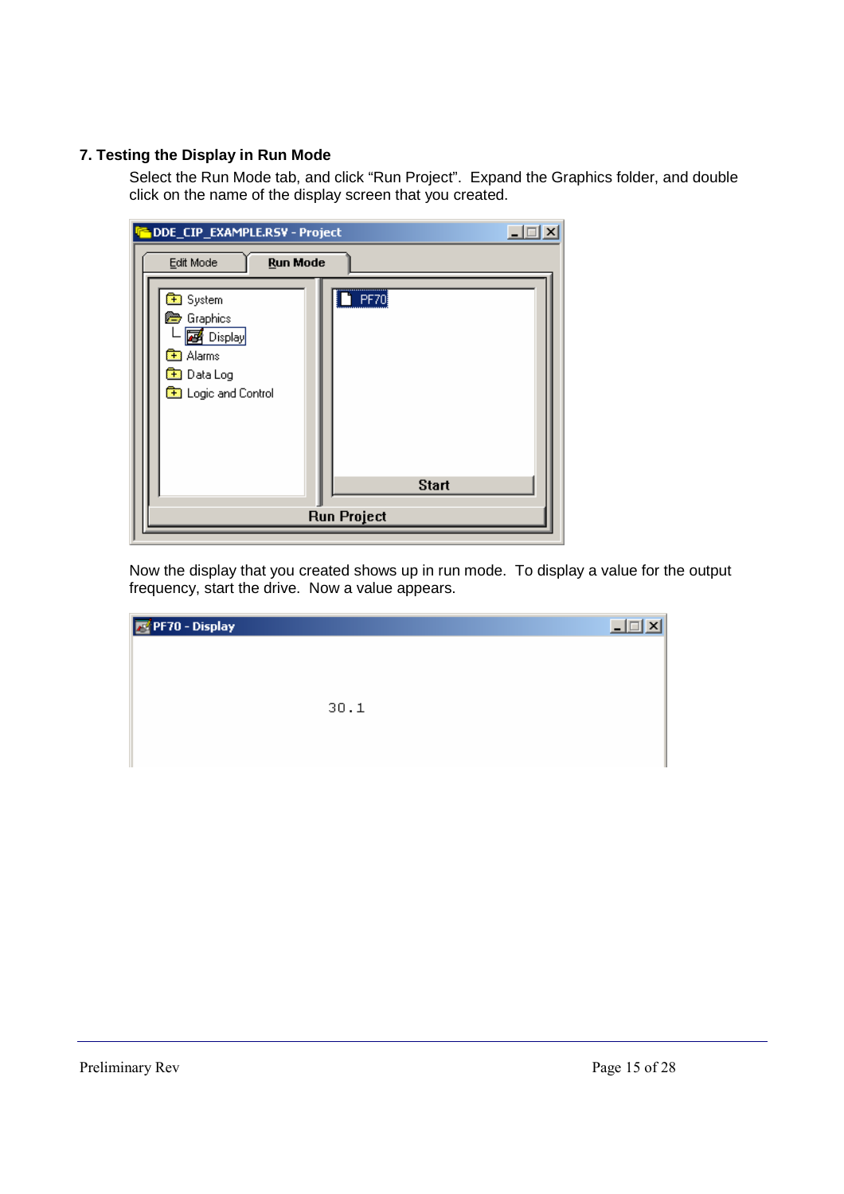## 7. Testing the Display in Run Mode

Select the Run Mode tab, and click "Run Project". Expand the Graphics folder, and double click on the name of the display screen that you created.

Now the display that you created shows up in run mode. To display a value for the output frequency, start the drive. Now a value appears.

Preliminary Rev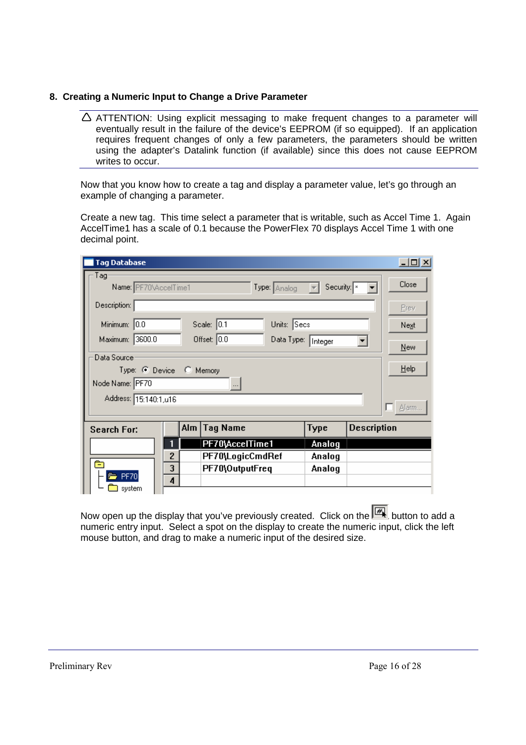## 8. Creating a Numeric Input to Change a Drive Parameter

△ ATTENTION: Using explicit messaging to make frequent changes to a parameter will eventually result in the failure of the device's EEPROM (if so equipped). If an application requires frequent changes of only a few parameters, the parameters should be written using the adapter's Datalink function (if available) since this does not cause EEPROM writes to occur.

Now that you know how to create a tag and display a parameter value, let's go through an example of changing a parameter.

Create a new tag. This time select a parameter that is writable, such as Accel Time 1. Again AccelTime1 has a scale of 0.1 because the PowerFlex 70 displays Accel Time 1 with one decimal point.

Tag Database

Tag
Name: PF70\AccelTime1 Type: Analog Security: *
Description:
Minimum: 0.0 Scale: 0.1 Units: Secs
Maximum: 3600.0 Offset: 0.0 Data Type: Integer

Data Source
Type: Device Memory
Node Name: PF70
Address: 15:140:1,u16

Close
Prev
Next
New
Help
Alarm...

Search For:
PF70
system

| | Alm | Tag Name | Type | Description |
|---|---|---|---|---|
| 1 | | PF70\AccelTime1 | Analog | |
| 2 | | PF70\LogicCmdRef | Analog | |
| 3 | | PF70\OutputFreq | Analog | |
| 4 | | | | |

Now open up the display that you've previously created. Click on the button to add a numeric entry input. Select a spot on the display to create the numeric input, click the left mouse button, and drag to make a numeric input of the desired size.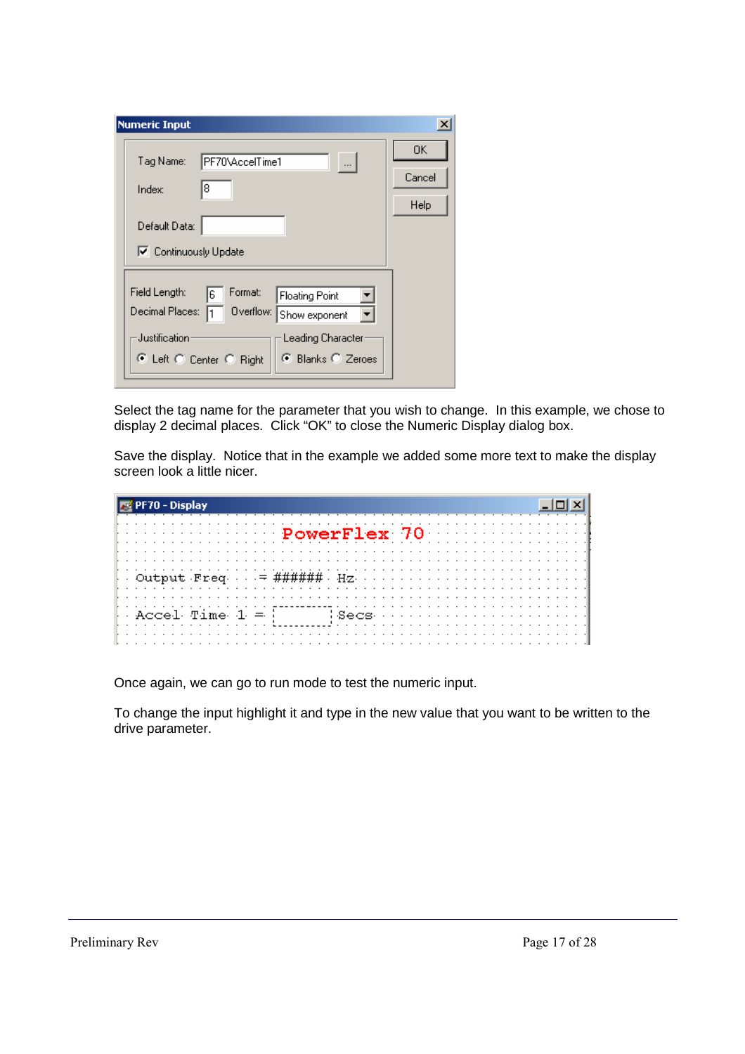Select the tag name for the parameter that you wish to change. In this example, we chose to display 2 decimal places. Click “OK” to close the Numeric Display dialog box.

Save the display. Notice that in the example we added some more text to make the display screen look a little nicer.

Once again, we can go to run mode to test the numeric input.

To change the input highlight it and type in the new value that you want to be written to the drive parameter.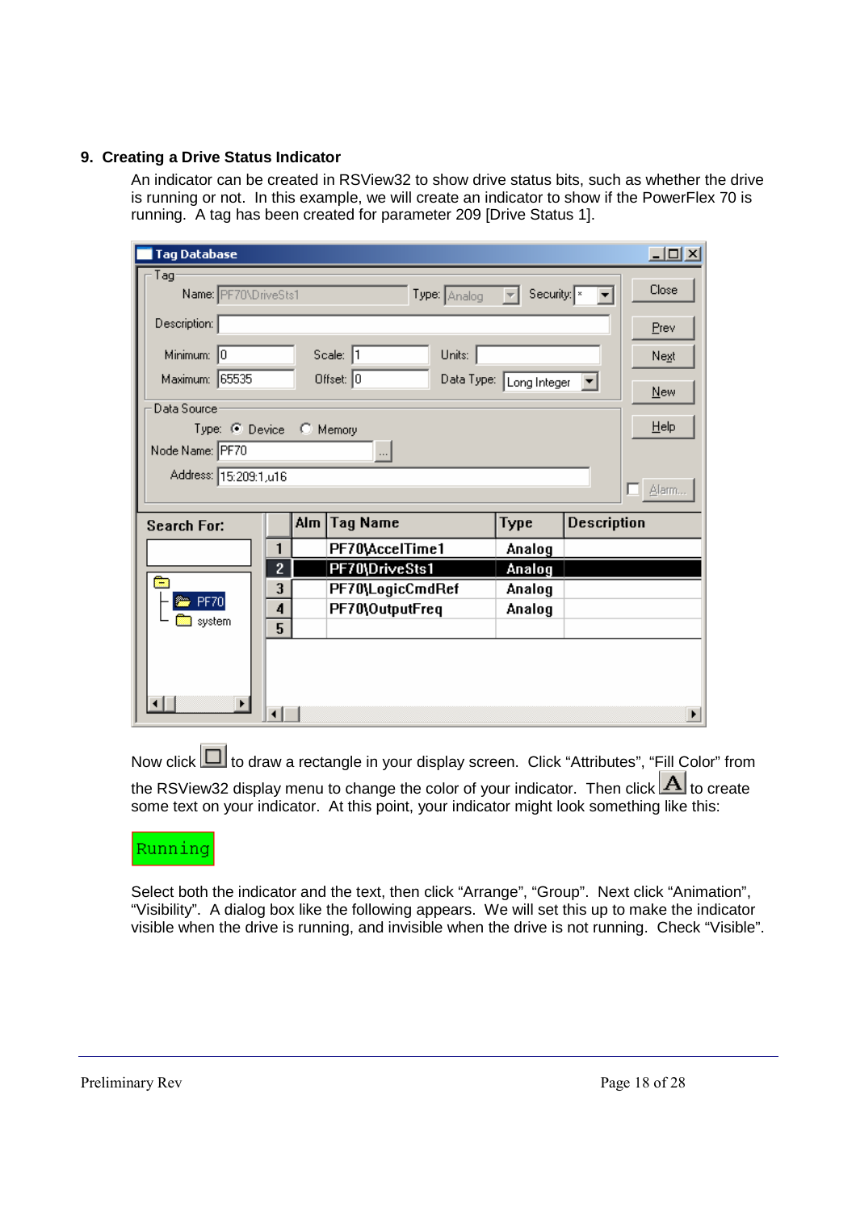## 9. Creating a Drive Status Indicator

An indicator can be created in RSView32 to show drive status bits, such as whether the drive is running or not. In this example, we will create an indicator to show if the PowerFlex 70 is running. A tag has been created for parameter 209 [Drive Status 1].

Now click to draw a rectangle in your display screen. Click "Attributes", "Fill Color" from the RSView32 display menu to change the color of your indicator. Then click to create some text on your indicator. At this point, your indicator might look something like this:

Select both the indicator and the text, then click "Arrange", "Group". Next click "Animation", "Visibility". A dialog box like the following appears. We will set this up to make the indicator visible when the drive is running, and invisible when the drive is not running. Check "Visible".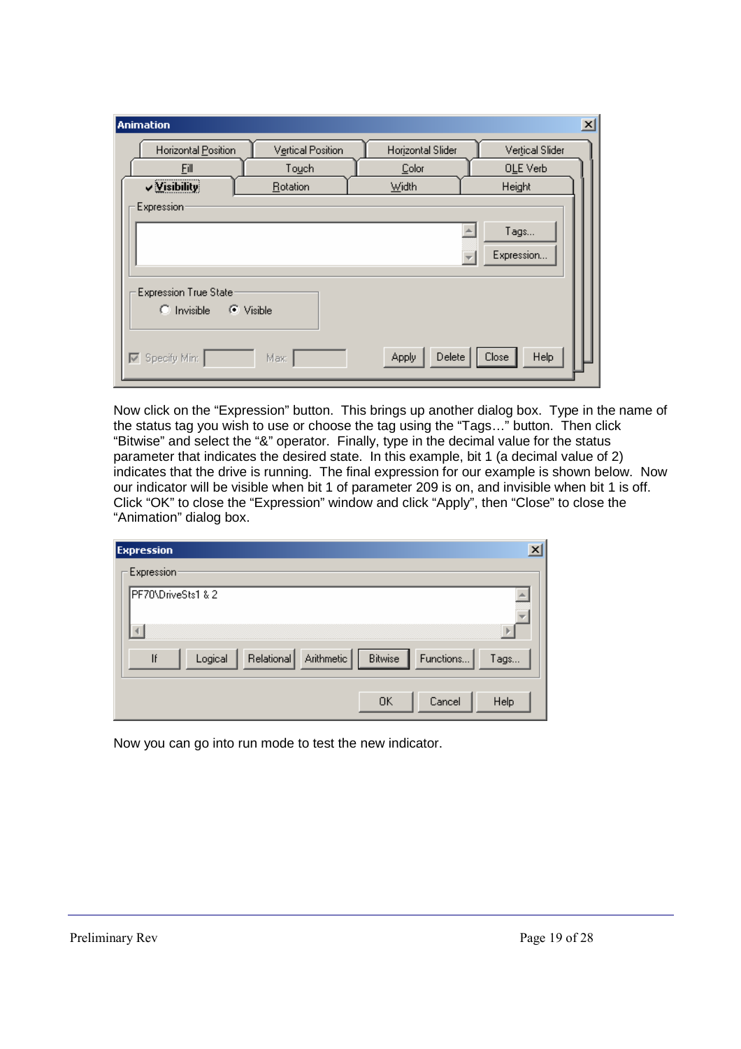Now click on the “Expression” button. This brings up another dialog box. Type in the name of the status tag you wish to use or choose the tag using the “Tags…” button. Then click “Bitwise” and select the “&” operator. Finally, type in the decimal value for the status parameter that indicates the desired state. In this example, bit 1 (a decimal value of 2) indicates that the drive is running. The final expression for our example is shown below. Now our indicator will be visible when bit 1 of parameter 209 is on, and invisible when bit 1 is off. Click “OK” to close the “Expression” window and click “Apply”, then “Close” to close the “Animation” dialog box.

Now you can go into run mode to test the new indicator.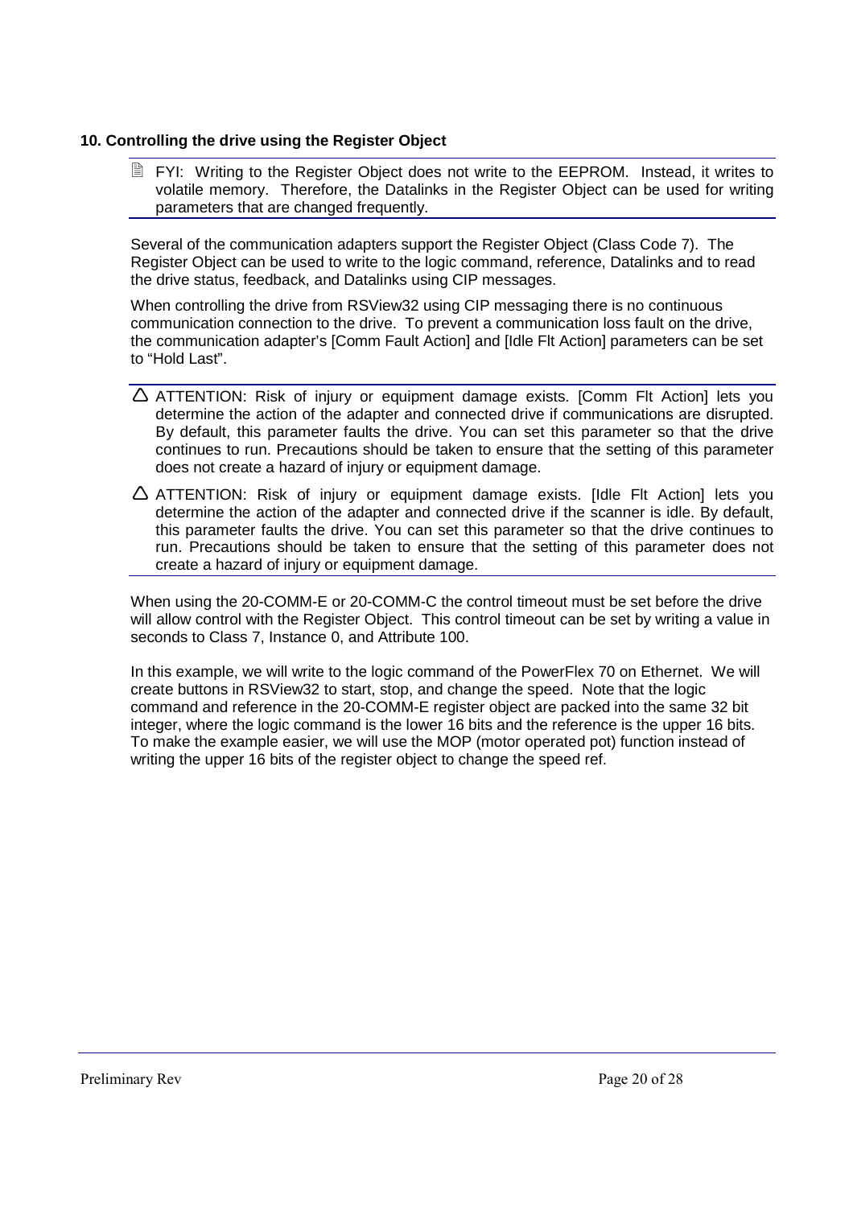### 10. Controlling the drive using the Register Object

FYI: Writing to the Register Object does not write to the EEPROM. Instead, it writes to volatile memory. Therefore, the Datalinks in the Register Object can be used for writing parameters that are changed frequently.

Several of the communication adapters support the Register Object (Class Code 7). The Register Object can be used to write to the logic command, reference, Datalinks and to read the drive status, feedback, and Datalinks using CIP messages.

When controlling the drive from RSView32 using CIP messaging there is no continuous communication connection to the drive. To prevent a communication loss fault on the drive, the communication adapter's [Comm Fault Action] and [Idle Flt Action] parameters can be set to "Hold Last".

ATTENTION: Risk of injury or equipment damage exists. [Comm Flt Action] lets you determine the action of the adapter and connected drive if communications are disrupted. By default, this parameter faults the drive. You can set this parameter so that the drive continues to run. Precautions should be taken to ensure that the setting of this parameter does not create a hazard of injury or equipment damage.

ATTENTION: Risk of injury or equipment damage exists. [Idle Flt Action] lets you determine the action of the adapter and connected drive if the scanner is idle. By default, this parameter faults the drive. You can set this parameter so that the drive continues to run. Precautions should be taken to ensure that the setting of this parameter does not create a hazard of injury or equipment damage.

When using the 20-COMM-E or 20-COMM-C the control timeout must be set before the drive will allow control with the Register Object. This control timeout can be set by writing a value in seconds to Class 7, Instance 0, and Attribute 100.

In this example, we will write to the logic command of the PowerFlex 70 on Ethernet. We will create buttons in RSView32 to start, stop, and change the speed. Note that the logic command and reference in the 20-COMM-E register object are packed into the same 32 bit integer, where the logic command is the lower 16 bits and the reference is the upper 16 bits. To make the example easier, we will use the MOP (motor operated pot) function instead of writing the upper 16 bits of the register object to change the speed ref.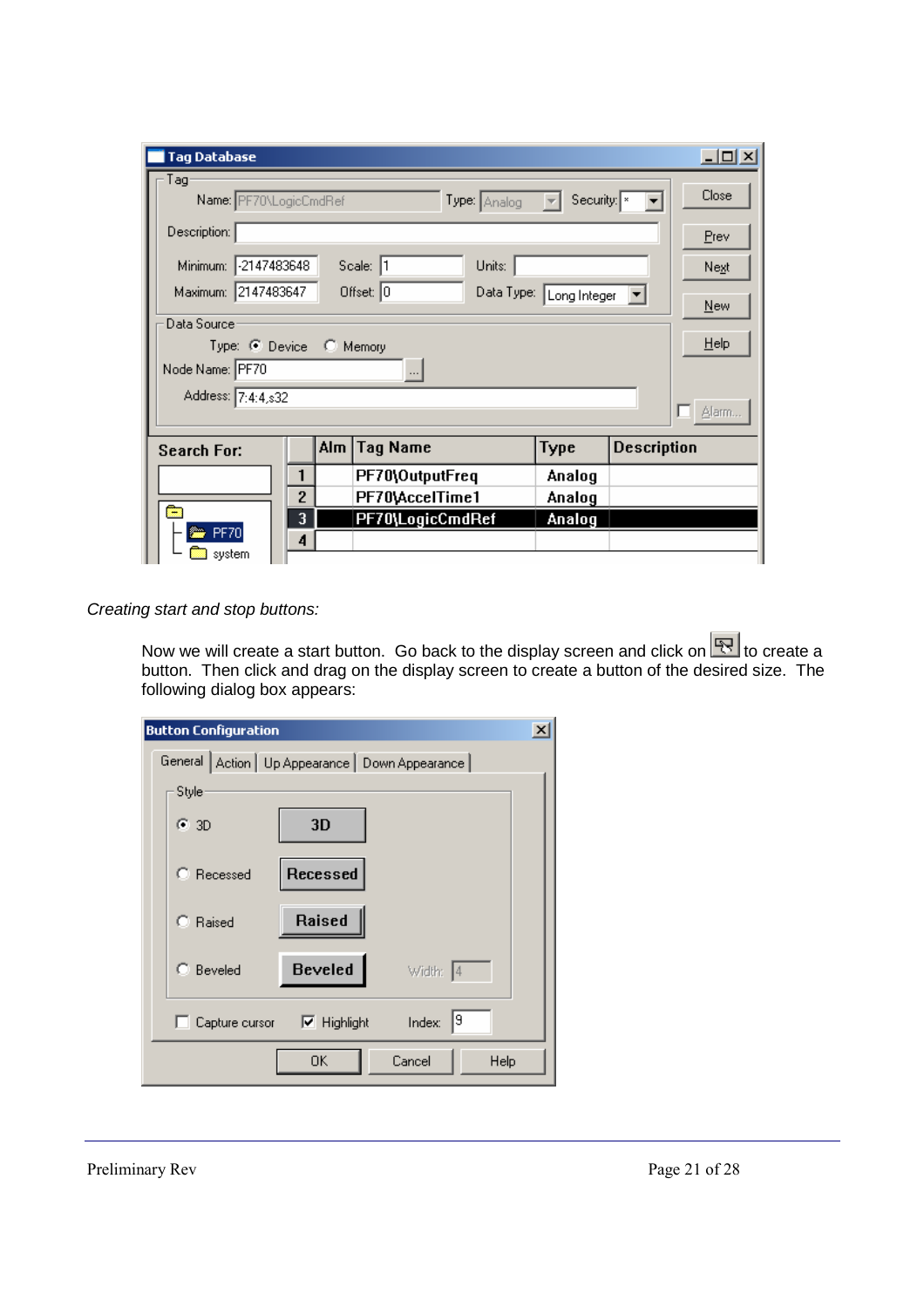*Creating start and stop buttons:*

Now we will create a start button. Go back to the display screen and click on to create a button. Then click and drag on the display screen to create a button of the desired size. The following dialog box appears: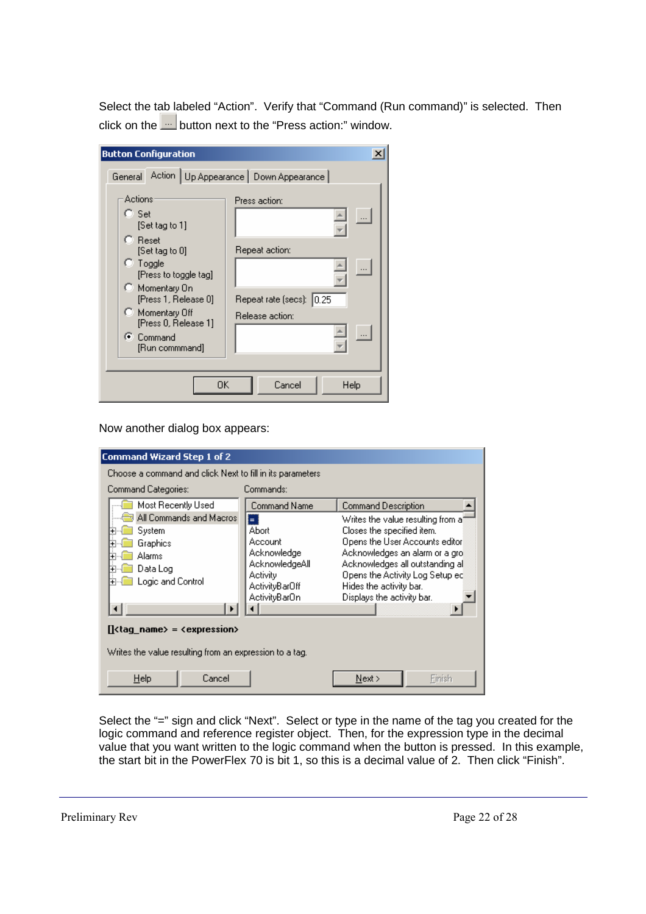Select the tab labeled “Action”. Verify that “Command (Run command)” is selected. Then click on the ... button next to the “Press action:” window.

Now another dialog box appears:

Select the “=” sign and click “Next”. Select or type in the name of the tag you created for the logic command and reference register object. Then, for the expression type in the decimal value that you want written to the logic command when the button is pressed. In this example, the start bit in the PowerFlex 70 is bit 1, so this is a decimal value of 2. Then click “Finish”.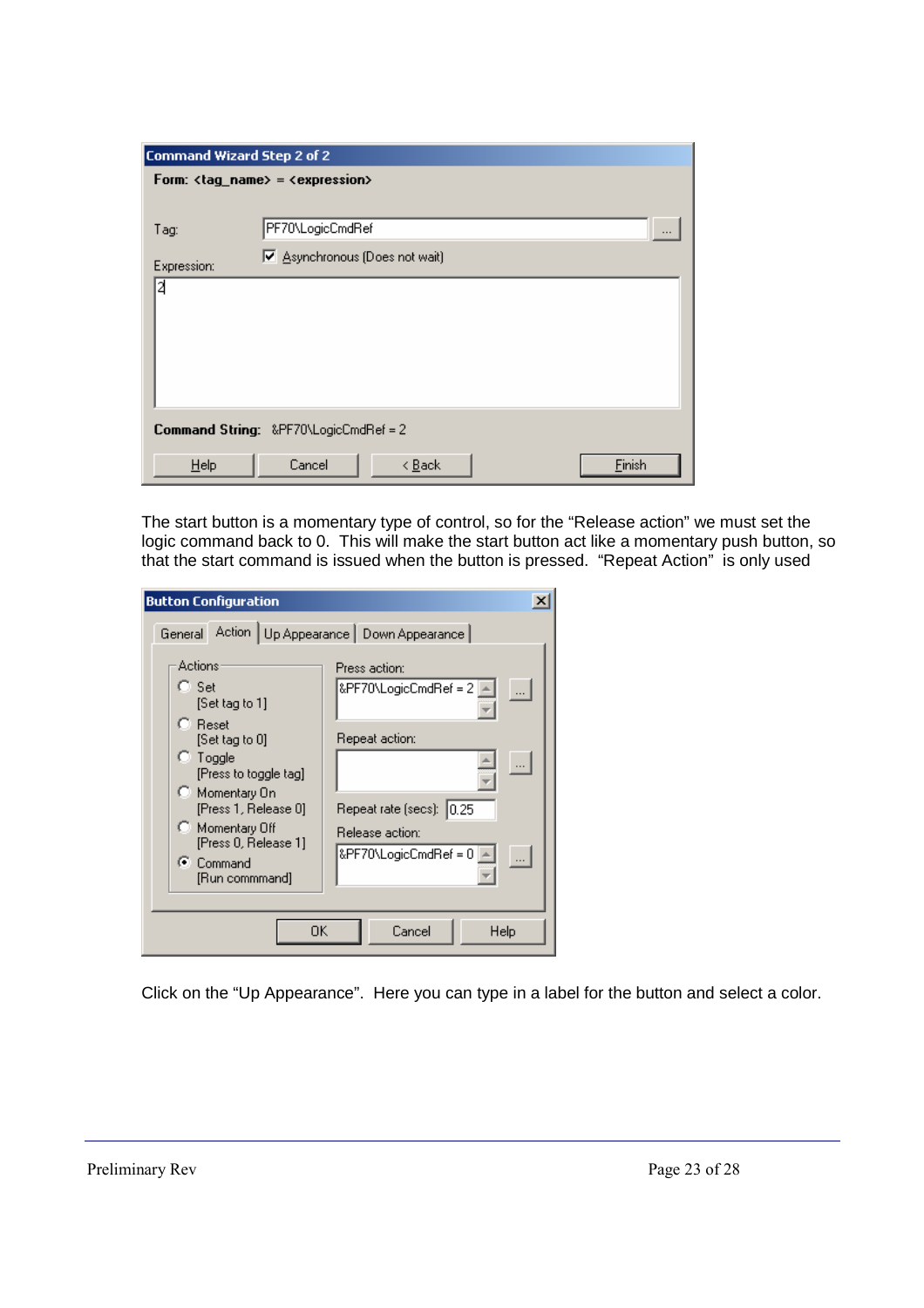The start button is a momentary type of control, so for the “Release action” we must set the logic command back to 0. This will make the start button act like a momentary push button, so that the start command is issued when the button is pressed. “Repeat Action” is only used

Click on the “Up Appearance”. Here you can type in a label for the button and select a color.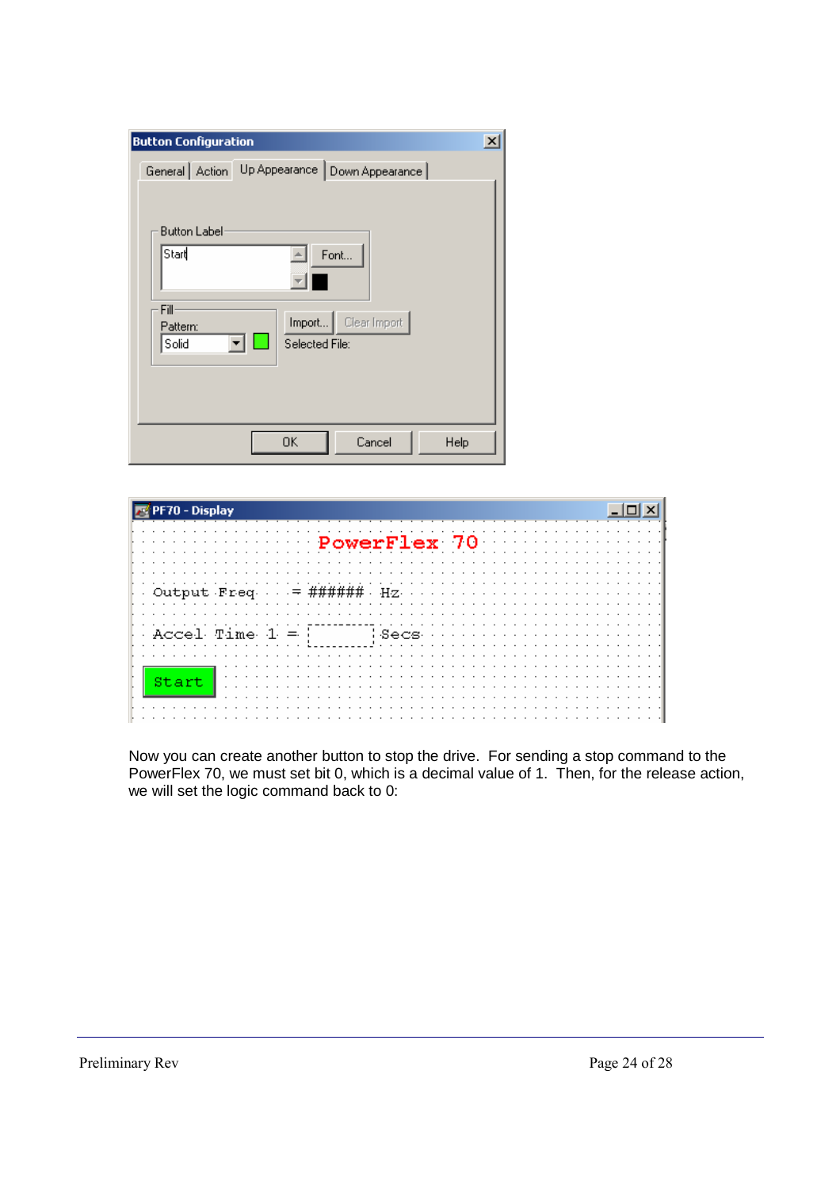Now you can create another button to stop the drive. For sending a stop command to the PowerFlex 70, we must set bit 0, which is a decimal value of 1. Then, for the release action, we will set the logic command back to 0: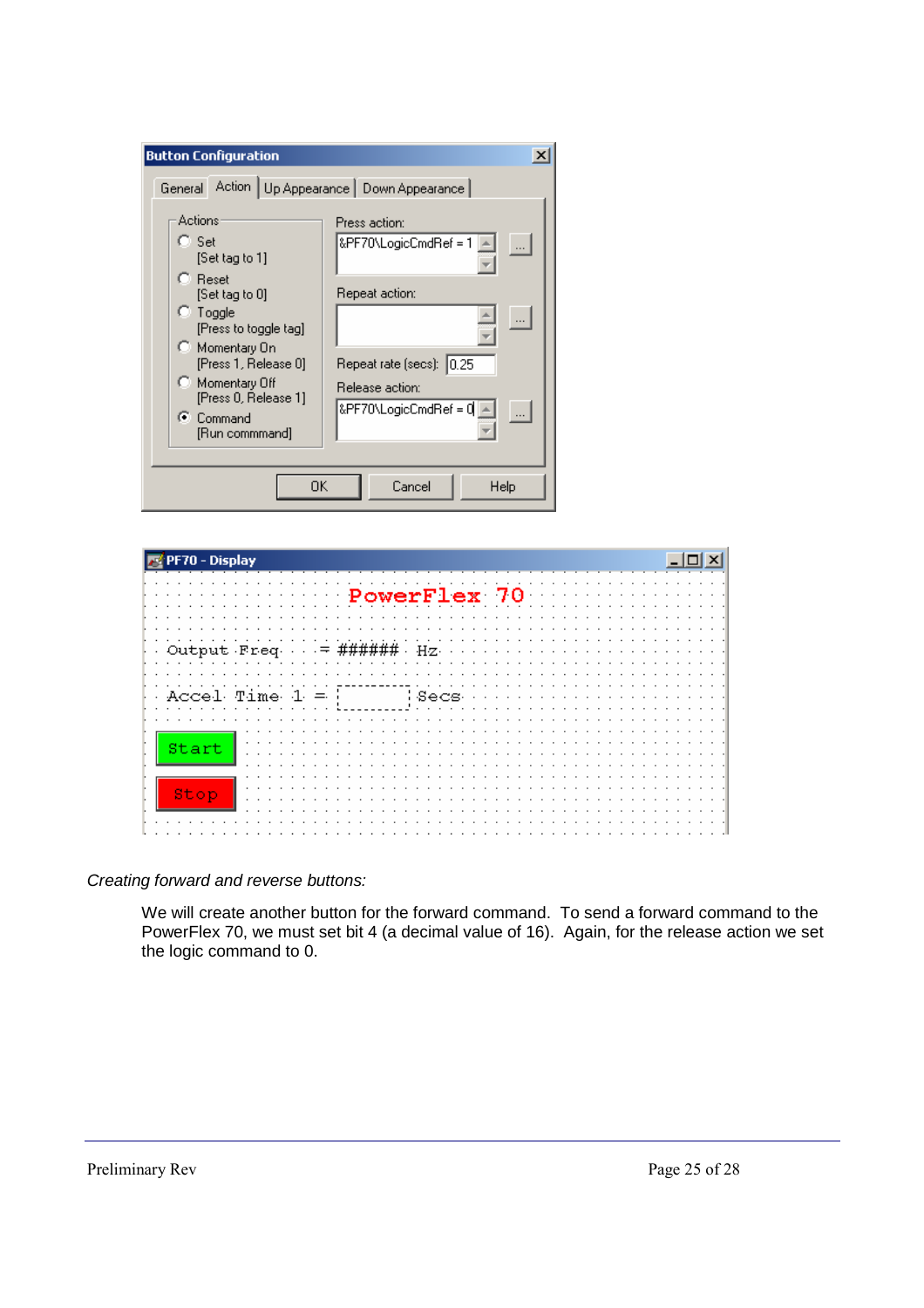*Creating forward and reverse buttons:*

We will create another button for the forward command. To send a forward command to the PowerFlex 70, we must set bit 4 (a decimal value of 16). Again, for the release action we set the logic command to 0.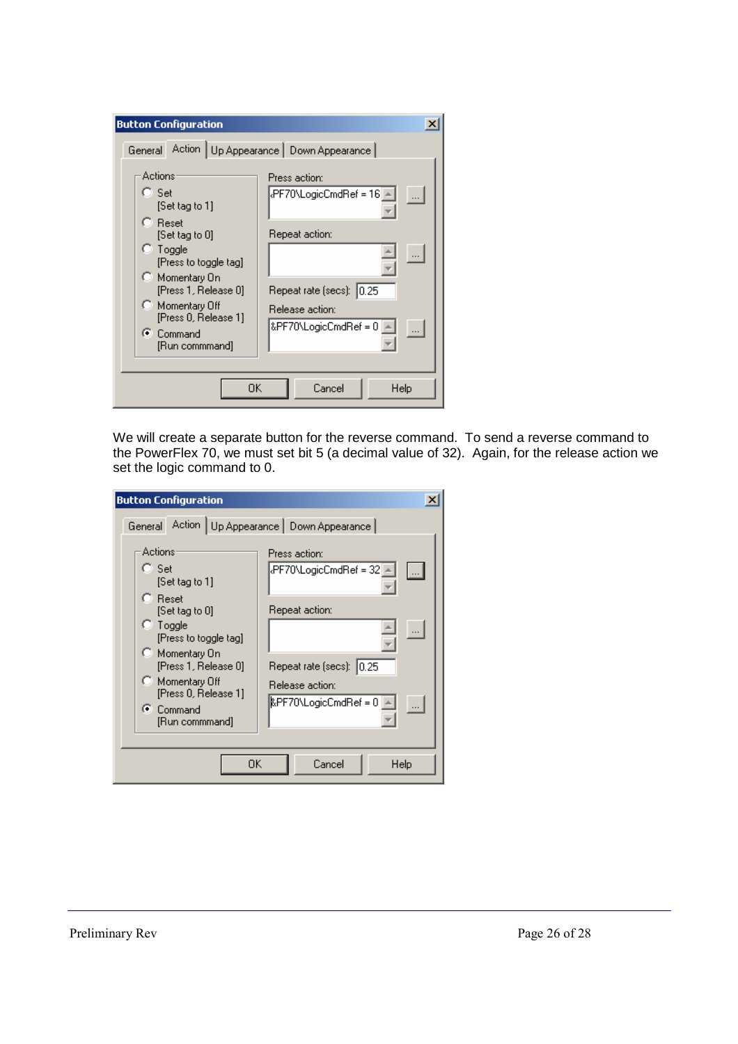Button Configuration

General | Action | Up Appearance | Down Appearance

Actions
- Set [Set tag to 1]
- Reset [Set tag to 0]
- Toggle [Press to toggle tag]
- Momentary On [Press 1, Release 0]
- Momentary Off [Press 0, Release 1]
- Command [Run commmand]

Press action: &PF70\LogicCmdRef = 16

Repeat action:

Repeat rate (secs): 0.25

Release action: &PF70\LogicCmdRef = 0

OK | Cancel | Help

We will create a separate button for the reverse command. To send a reverse command to the PowerFlex 70, we must set bit 5 (a decimal value of 32). Again, for the release action we set the logic command to 0.

Button Configuration

General | Action | Up Appearance | Down Appearance

Actions
- Set [Set tag to 1]
- Reset [Set tag to 0]
- Toggle [Press to toggle tag]
- Momentary On [Press 1, Release 0]
- Momentary Off [Press 0, Release 1]
- Command [Run commmand]

Press action: &PF70\LogicCmdRef = 32

Repeat action:

Repeat rate (secs): 0.25

Release action: &PF70\LogicCmdRef = 0

OK | Cancel | Help

Preliminary Rev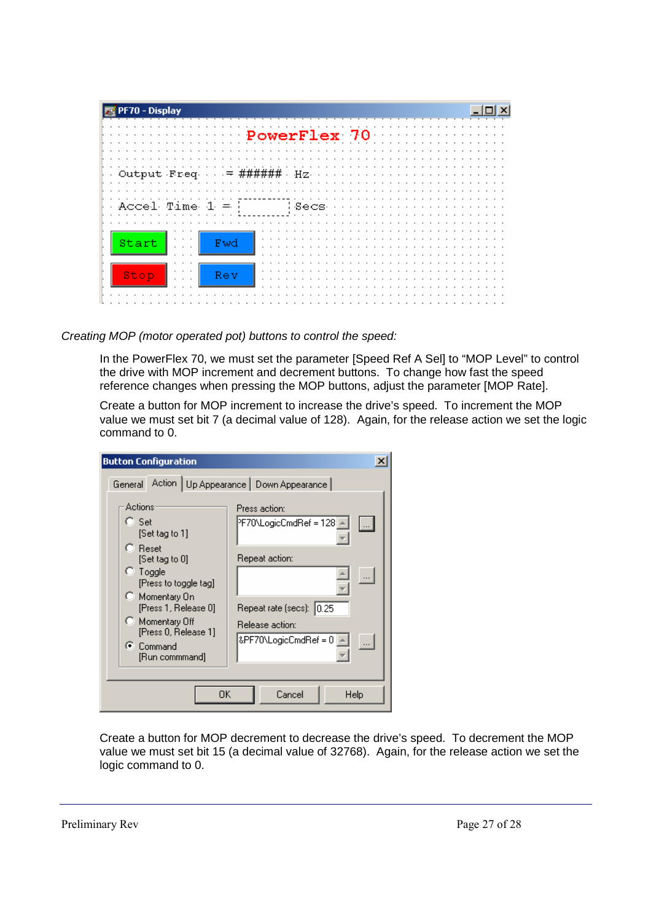*Creating MOP (motor operated pot) buttons to control the speed:*

In the PowerFlex 70, we must set the parameter [Speed Ref A Sel] to “MOP Level” to control the drive with MOP increment and decrement buttons. To change how fast the speed reference changes when pressing the MOP buttons, adjust the parameter [MOP Rate].

Create a button for MOP increment to increase the drive’s speed. To increment the MOP value we must set bit 7 (a decimal value of 128). Again, for the release action we set the logic command to 0.

Create a button for MOP decrement to decrease the drive’s speed. To decrement the MOP value we must set bit 15 (a decimal value of 32768). Again, for the release action we set the logic command to 0.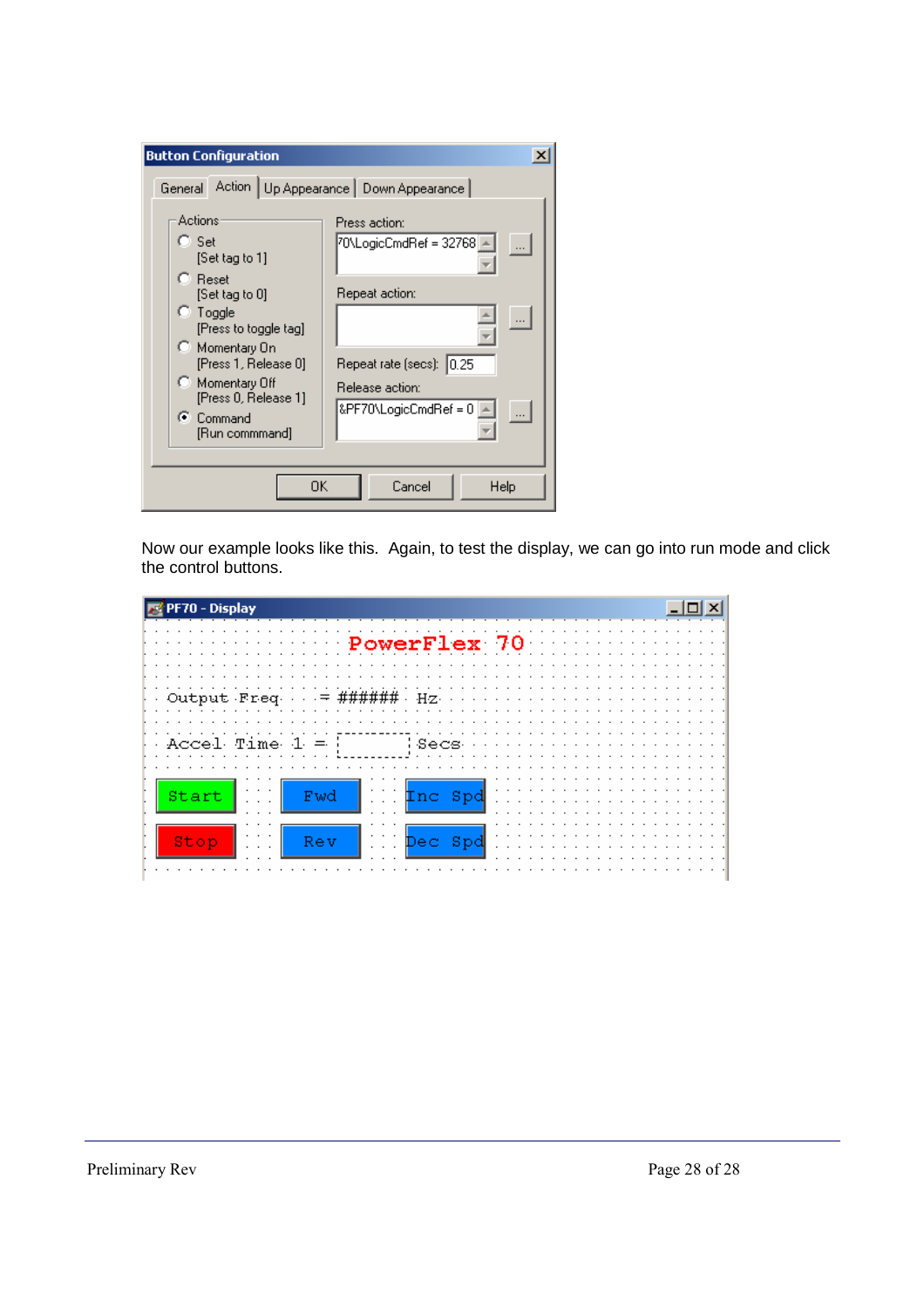Now our example looks like this.  Again, to test the display, we can go into run mode and click the control buttons.